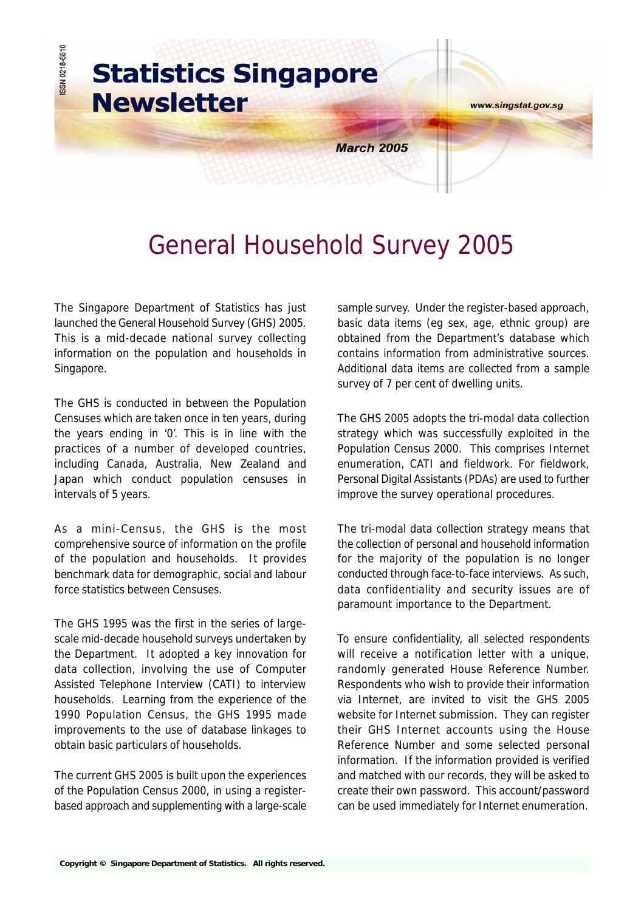# Statistics Singapore Newsletter

www.singstat.gov.sg

March 2005

## General Household Survey 2005

The Singapore Department of Statistics has just launched the General Household Survey (GHS) 2005. This is a mid-decade national survey collecting information on the population and households in Singapore.

The GHS is conducted in between the Population Censuses which are taken once in ten years, during the years ending in '0'. This is in line with the practices of a number of developed countries, including Canada, Australia, New Zealand and Japan which conduct population censuses in intervals of 5 years.

As a mini-Census, the GHS is the most comprehensive source of information on the profile of the population and households. It provides benchmark data for demographic, social and labour force statistics between Censuses.

The GHS 1995 was the first in the series of large-scale mid-decade household surveys undertaken by the Department. It adopted a key innovation for data collection, involving the use of Computer Assisted Telephone Interview (CATI) to interview households. Learning from the experience of the 1990 Population Census, the GHS 1995 made improvements to the use of database linkages to obtain basic particulars of households.

The current GHS 2005 is built upon the experiences of the Population Census 2000, in using a register-based approach and supplementing with a large-scale sample survey. Under the register-based approach, basic data items (eg sex, age, ethnic group) are obtained from the Department's database which contains information from administrative sources. Additional data items are collected from a sample survey of 7 per cent of dwelling units.

The GHS 2005 adopts the tri-modal data collection strategy which was successfully exploited in the Population Census 2000. This comprises Internet enumeration, CATI and fieldwork. For fieldwork, Personal Digital Assistants (PDAs) are used to further improve the survey operational procedures.

The tri-modal data collection strategy means that the collection of personal and household information for the majority of the population is no longer conducted through face-to-face interviews. As such, data confidentiality and security issues are of paramount importance to the Department.

To ensure confidentiality, all selected respondents will receive a notification letter with a unique, randomly generated House Reference Number. Respondents who wish to provide their information via Internet, are invited to visit the GHS 2005 website for Internet submission. They can register their GHS Internet accounts using the House Reference Number and some selected personal information. If the information provided is verified and matched with our records, they will be asked to create their own password. This account/password can be used immediately for Internet enumeration.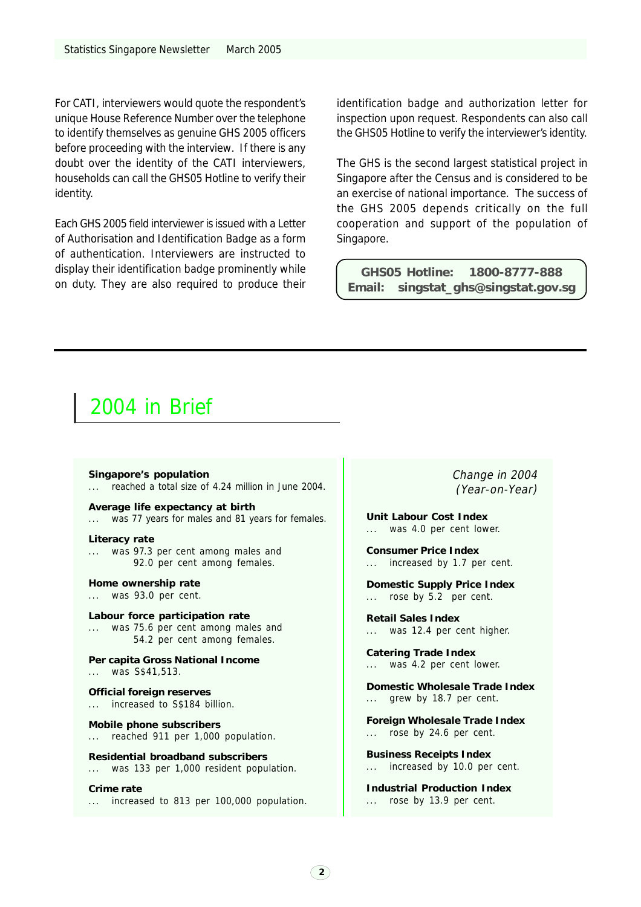For CATI, interviewers would quote the respondent's unique House Reference Number over the telephone to identify themselves as genuine GHS 2005 officers before proceeding with the interview. If there is any doubt over the identity of the CATI interviewers, households can call the GHS05 Hotline to verify their identity.

Each GHS 2005 field interviewer is issued with a Letter of Authorisation and Identification Badge as a form of authentication. Interviewers are instructed to display their identification badge prominently while on duty. They are also required to produce their identification badge and authorization letter for inspection upon request. Respondents can also call the GHS05 Hotline to verify the interviewer's identity.

The GHS is the second largest statistical project in Singapore after the Census and is considered to be an exercise of national importance. The success of the GHS 2005 depends critically on the full cooperation and support of the population of Singapore.

**GHS05 Hotline: 1800-8777-888**
**Email: singstat_ghs@singstat.gov.sg**

# 2004 in Brief

**Singapore's population**
... reached a total size of 4.24 million in June 2004.

**Average life expectancy at birth**
... was 77 years for males and 81 years for females.

**Literacy rate**
... was 97.3 per cent among males and 92.0 per cent among females.

**Home ownership rate**
... was 93.0 per cent.

**Labour force participation rate**
... was 75.6 per cent among males and 54.2 per cent among females.

**Per capita Gross National Income**
... was S$41,513.

**Official foreign reserves**
... increased to S$184 billion.

**Mobile phone subscribers**
... reached 911 per 1,000 population.

**Residential broadband subscribers**
... was 133 per 1,000 resident population.

**Crime rate**
... increased to 813 per 100,000 population.

*Change in 2004 (Year-on-Year)*

**Unit Labour Cost Index**
... was 4.0 per cent lower.

**Consumer Price Index**
... increased by 1.7 per cent.

**Domestic Supply Price Index**
... rose by 5.2 per cent.

**Retail Sales Index**
... was 12.4 per cent higher.

**Catering Trade Index**
... was 4.2 per cent lower.

**Domestic Wholesale Trade Index**
... grew by 18.7 per cent.

**Foreign Wholesale Trade Index**
... rose by 24.6 per cent.

**Business Receipts Index**
... increased by 10.0 per cent.

**Industrial Production Index**
... rose by 13.9 per cent.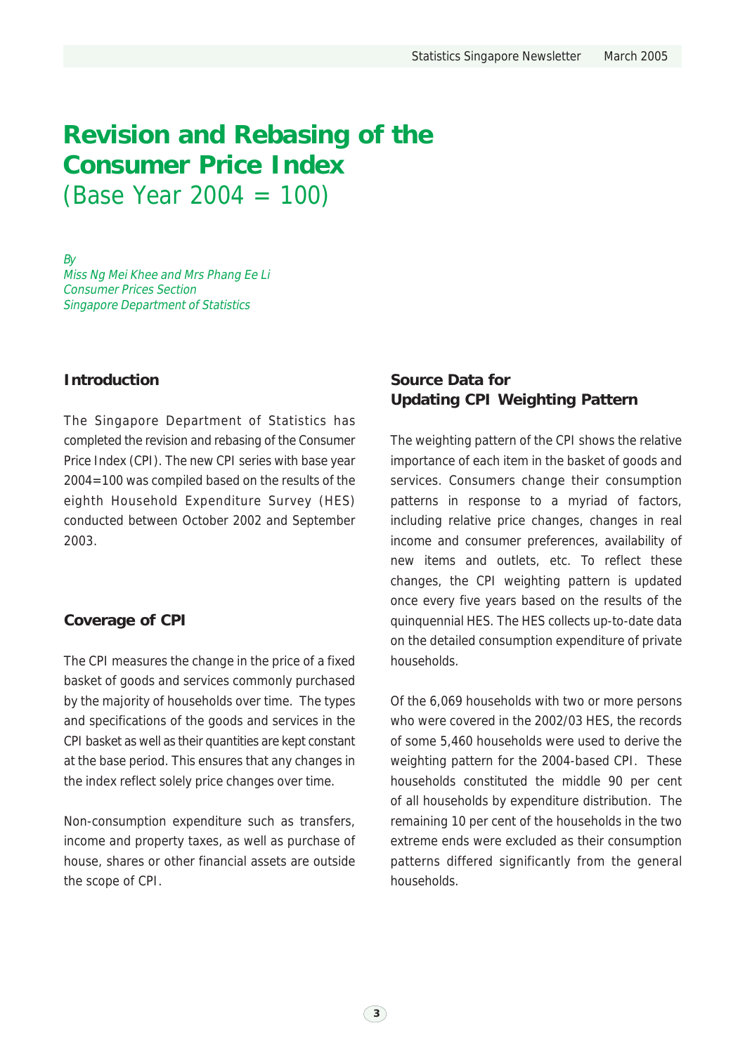# Revision and Rebasing of the Consumer Price Index

(Base Year 2004 = 100)

*By*
*Miss Ng Mei Khee and Mrs Phang Ee Li*
*Consumer Prices Section*
*Singapore Department of Statistics*

## Introduction

The Singapore Department of Statistics has completed the revision and rebasing of the Consumer Price Index (CPI). The new CPI series with base year 2004=100 was compiled based on the results of the eighth Household Expenditure Survey (HES) conducted between October 2002 and September 2003.

## Coverage of CPI

The CPI measures the change in the price of a fixed basket of goods and services commonly purchased by the majority of households over time. The types and specifications of the goods and services in the CPI basket as well as their quantities are kept constant at the base period. This ensures that any changes in the index reflect solely price changes over time.

Non-consumption expenditure such as transfers, income and property taxes, as well as purchase of house, shares or other financial assets are outside the scope of CPI.

## Source Data for Updating CPI Weighting Pattern

The weighting pattern of the CPI shows the relative importance of each item in the basket of goods and services. Consumers change their consumption patterns in response to a myriad of factors, including relative price changes, changes in real income and consumer preferences, availability of new items and outlets, etc. To reflect these changes, the CPI weighting pattern is updated once every five years based on the results of the quinquennial HES. The HES collects up-to-date data on the detailed consumption expenditure of private households.

Of the 6,069 households with two or more persons who were covered in the 2002/03 HES, the records of some 5,460 households were used to derive the weighting pattern for the 2004-based CPI. These households constituted the middle 90 per cent of all households by expenditure distribution. The remaining 10 per cent of the households in the two extreme ends were excluded as their consumption patterns differed significantly from the general households.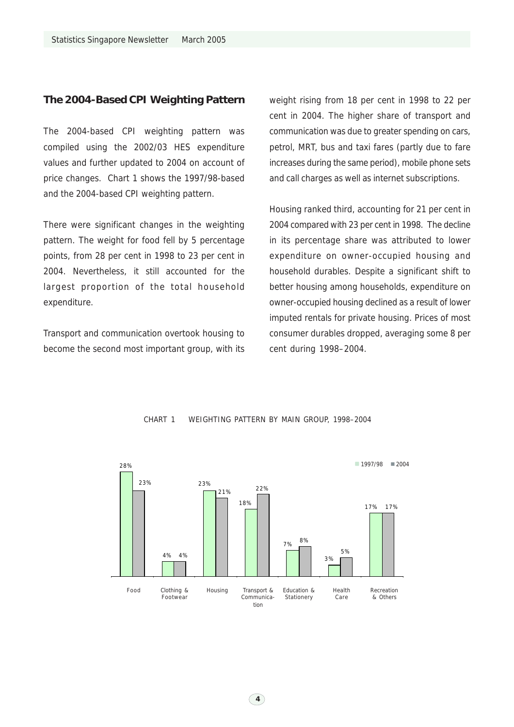## The 2004-Based CPI Weighting Pattern

The 2004-based CPI weighting pattern was compiled using the 2002/03 HES expenditure values and further updated to 2004 on account of price changes. Chart 1 shows the 1997/98-based and the 2004-based CPI weighting pattern.

There were significant changes in the weighting pattern. The weight for food fell by 5 percentage points, from 28 per cent in 1998 to 23 per cent in 2004. Nevertheless, it still accounted for the largest proportion of the total household expenditure.

Transport and communication overtook housing to become the second most important group, with its weight rising from 18 per cent in 1998 to 22 per cent in 2004. The higher share of transport and communication was due to greater spending on cars, petrol, MRT, bus and taxi fares (partly due to fare increases during the same period), mobile phone sets and call charges as well as internet subscriptions.

Housing ranked third, accounting for 21 per cent in 2004 compared with 23 per cent in 1998. The decline in its percentage share was attributed to lower expenditure on owner-occupied housing and household durables. Despite a significant shift to better housing among households, expenditure on owner-occupied housing declined as a result of lower imputed rentals for private housing. Prices of most consumer durables dropped, averaging some 8 per cent during 1998–2004.

CHART 1 WEIGHTING PATTERN BY MAIN GROUP, 1998–2004

| | 1997/98 | 2004 |
|---|---|---|
| Food | 28% | 23% |
| Clothing & Footwear | 4% | 4% |
| Housing | 23% | 21% |
| Transport & Communication | 18% | 22% |
| Education & Stationery | 7% | 8% |
| Health Care | 3% | 5% |
| Recreation & Others | 17% | 17% |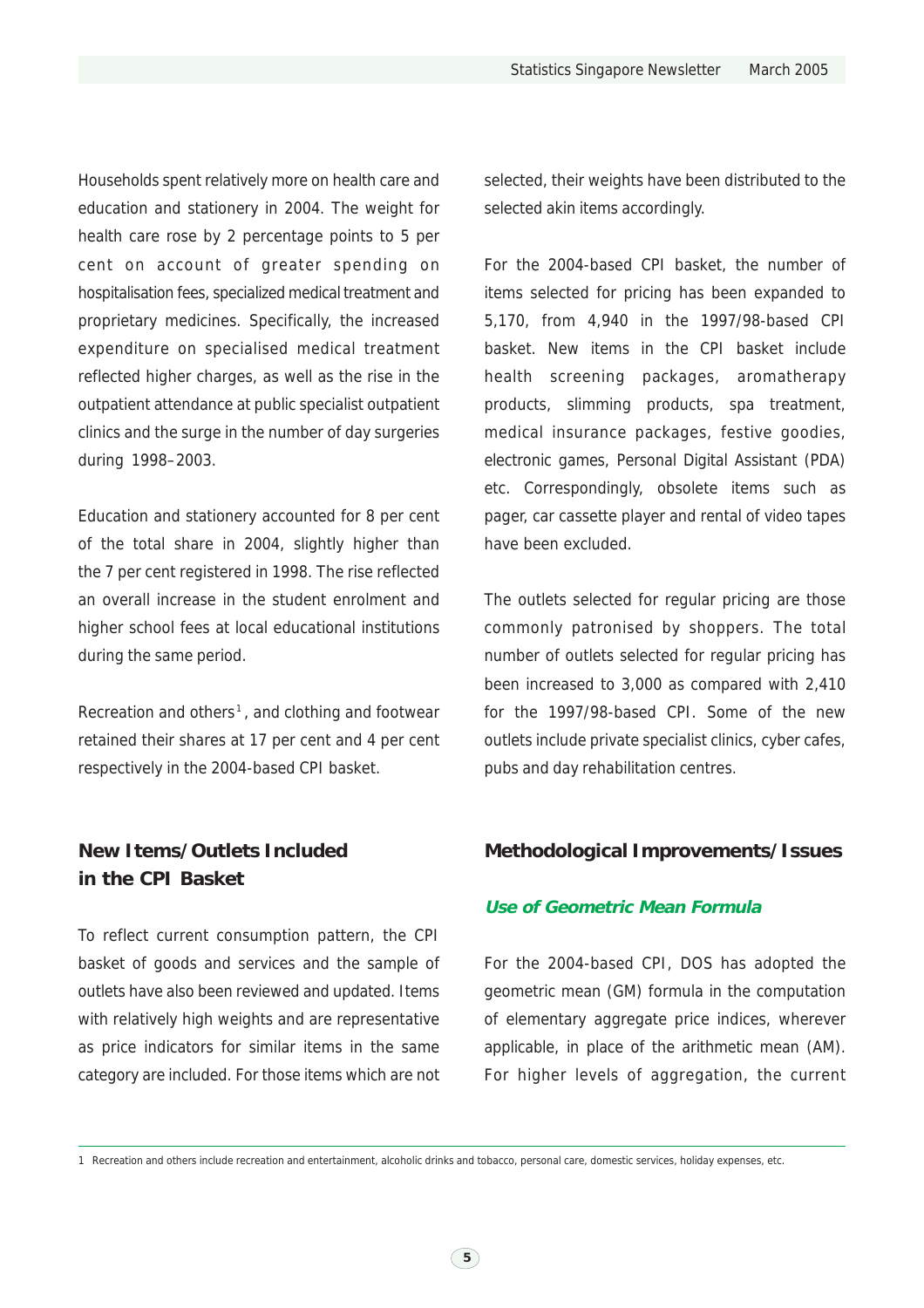Households spent relatively more on health care and education and stationery in 2004. The weight for health care rose by 2 percentage points to 5 per cent on account of greater spending on hospitalisation fees, specialized medical treatment and proprietary medicines. Specifically, the increased expenditure on specialised medical treatment reflected higher charges, as well as the rise in the outpatient attendance at public specialist outpatient clinics and the surge in the number of day surgeries during 1998–2003.

Education and stationery accounted for 8 per cent of the total share in 2004, slightly higher than the 7 per cent registered in 1998. The rise reflected an overall increase in the student enrolment and higher school fees at local educational institutions during the same period.

Recreation and others[1], and clothing and footwear retained their shares at 17 per cent and 4 per cent respectively in the 2004-based CPI basket.

## New Items/Outlets Included in the CPI Basket

To reflect current consumption pattern, the CPI basket of goods and services and the sample of outlets have also been reviewed and updated. Items with relatively high weights and are representative as price indicators for similar items in the same category are included. For those items which are not selected, their weights have been distributed to the selected akin items accordingly.

For the 2004-based CPI basket, the number of items selected for pricing has been expanded to 5,170, from 4,940 in the 1997/98-based CPI basket. New items in the CPI basket include health screening packages, aromatherapy products, slimming products, spa treatment, medical insurance packages, festive goodies, electronic games, Personal Digital Assistant (PDA) etc. Correspondingly, obsolete items such as pager, car cassette player and rental of video tapes have been excluded.

The outlets selected for regular pricing are those commonly patronised by shoppers. The total number of outlets selected for regular pricing has been increased to 3,000 as compared with 2,410 for the 1997/98-based CPI. Some of the new outlets include private specialist clinics, cyber cafes, pubs and day rehabilitation centres.

## Methodological Improvements/Issues

### *Use of Geometric Mean Formula*

For the 2004-based CPI, DOS has adopted the geometric mean (GM) formula in the computation of elementary aggregate price indices, wherever applicable, in place of the arithmetic mean (AM). For higher levels of aggregation, the current

---

1 Recreation and others include recreation and entertainment, alcoholic drinks and tobacco, personal care, domestic services, holiday expenses, etc.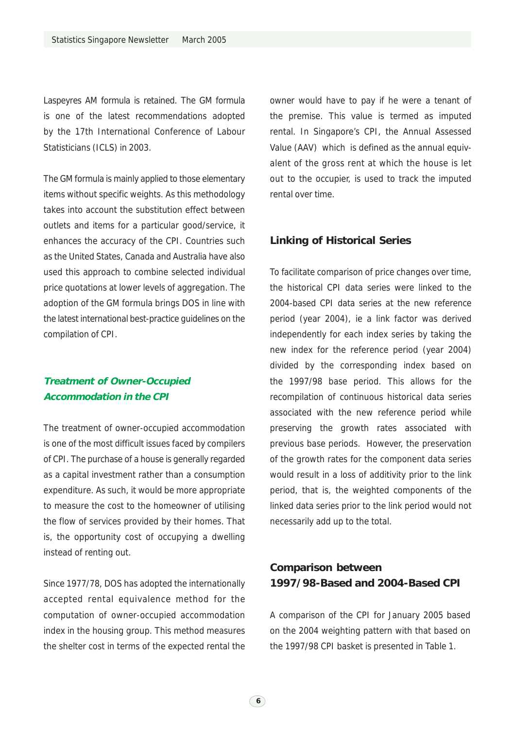Laspeyres AM formula is retained. The GM formula is one of the latest recommendations adopted by the 17th International Conference of Labour Statisticians (ICLS) in 2003.

The GM formula is mainly applied to those elementary items without specific weights. As this methodology takes into account the substitution effect between outlets and items for a particular good/service, it enhances the accuracy of the CPI. Countries such as the United States, Canada and Australia have also used this approach to combine selected individual price quotations at lower levels of aggregation. The adoption of the GM formula brings DOS in line with the latest international best-practice guidelines on the compilation of CPI.

## *Treatment of Owner-Occupied Accommodation in the CPI*

The treatment of owner-occupied accommodation is one of the most difficult issues faced by compilers of CPI. The purchase of a house is generally regarded as a capital investment rather than a consumption expenditure. As such, it would be more appropriate to measure the cost to the homeowner of utilising the flow of services provided by their homes. That is, the opportunity cost of occupying a dwelling instead of renting out.

Since 1977/78, DOS has adopted the internationally accepted rental equivalence method for the computation of owner-occupied accommodation index in the housing group. This method measures the shelter cost in terms of the expected rental the owner would have to pay if he were a tenant of the premise. This value is termed as imputed rental. In Singapore's CPI, the Annual Assessed Value (AAV) which is defined as the annual equivalent of the gross rent at which the house is let out to the occupier, is used to track the imputed rental over time.

## Linking of Historical Series

To facilitate comparison of price changes over time, the historical CPI data series were linked to the 2004-based CPI data series at the new reference period (year 2004), ie a link factor was derived independently for each index series by taking the new index for the reference period (year 2004) divided by the corresponding index based on the 1997/98 base period. This allows for the recompilation of continuous historical data series associated with the new reference period while preserving the growth rates associated with previous base periods. However, the preservation of the growth rates for the component data series would result in a loss of additivity prior to the link period, that is, the weighted components of the linked data series prior to the link period would not necessarily add up to the total.

## Comparison between 1997/98-Based and 2004-Based CPI

A comparison of the CPI for January 2005 based on the 2004 weighting pattern with that based on the 1997/98 CPI basket is presented in Table 1.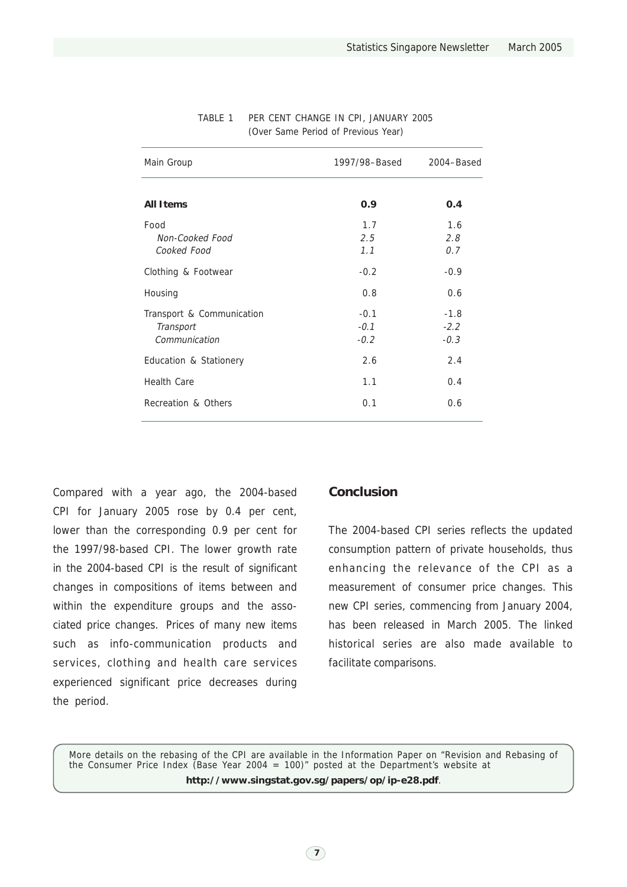TABLE 1 PER CENT CHANGE IN CPI, JANUARY 2005
(Over Same Period of Previous Year)

| Main Group | 1997/98–Based | 2004–Based |
|---|---|---|
| **All Items** | **0.9** | **0.4** |
| Food | 1.7 | 1.6 |
| *Non-Cooked Food* | *2.5* | *2.8* |
| *Cooked Food* | *1.1* | *0.7* |
| Clothing & Footwear | -0.2 | -0.9 |
| Housing | 0.8 | 0.6 |
| Transport & Communication | -0.1 | -1.8 |
| *Transport* | *-0.1* | *-2.2* |
| *Communication* | *-0.2* | *-0.3* |
| Education & Stationery | 2.6 | 2.4 |
| Health Care | 1.1 | 0.4 |
| Recreation & Others | 0.1 | 0.6 |

Compared with a year ago, the 2004-based CPI for January 2005 rose by 0.4 per cent, lower than the corresponding 0.9 per cent for the 1997/98-based CPI. The lower growth rate in the 2004-based CPI is the result of significant changes in compositions of items between and within the expenditure groups and the associated price changes. Prices of many new items such as info-communication products and services, clothing and health care services experienced significant price decreases during the period.

## Conclusion

The 2004-based CPI series reflects the updated consumption pattern of private households, thus enhancing the relevance of the CPI as a measurement of consumer price changes. This new CPI series, commencing from January 2004, has been released in March 2005. The linked historical series are also made available to facilitate comparisons.

More details on the rebasing of the CPI are available in the Information Paper on "Revision and Rebasing of the Consumer Price Index (Base Year 2004 = 100)" posted at the Department's website at **http://www.singstat.gov.sg/papers/op/ip-e28.pdf**.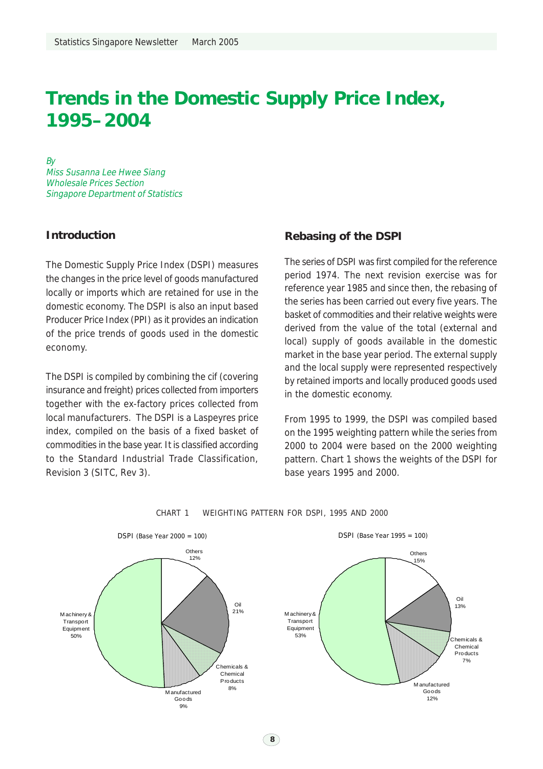# Trends in the Domestic Supply Price Index, 1995–2004

*By*
*Miss Susanna Lee Hwee Siang*
*Wholesale Prices Section*
*Singapore Department of Statistics*

## Introduction

The Domestic Supply Price Index (DSPI) measures the changes in the price level of goods manufactured locally or imports which are retained for use in the domestic economy. The DSPI is also an input based Producer Price Index (PPI) as it provides an indication of the price trends of goods used in the domestic economy.

The DSPI is compiled by combining the cif (covering insurance and freight) prices collected from importers together with the ex-factory prices collected from local manufacturers. The DSPI is a Laspeyres price index, compiled on the basis of a fixed basket of commodities in the base year. It is classified according to the Standard Industrial Trade Classification, Revision 3 (SITC, Rev 3).

## Rebasing of the DSPI

The series of DSPI was first compiled for the reference period 1974. The next revision exercise was for reference year 1985 and since then, the rebasing of the series has been carried out every five years. The basket of commodities and their relative weights were derived from the value of the total (external and local) supply of goods available in the domestic market in the base year period. The external supply and the local supply were represented respectively by retained imports and locally produced goods used in the domestic economy.

From 1995 to 1999, the DSPI was compiled based on the 1995 weighting pattern while the series from 2000 to 2004 were based on the 2000 weighting pattern. Chart 1 shows the weights of the DSPI for base years 1995 and 2000.

CHART 1 WEIGHTING PATTERN FOR DSPI, 1995 AND 2000

DSPI (Base Year 2000 = 100)

| Category | Weight |
|---|---|
| Others | 12% |
| Oil | 21% |
| Chemicals & Chemical Products | 8% |
| Manufactured Goods | 9% |
| Machinery & Transport Equipment | 50% |

DSPI (Base Year 1995 = 100)

| Category | Weight |
|---|---|
| Others | 15% |
| Oil | 13% |
| Chemicals & Chemical Products | 7% |
| Manufactured Goods | 12% |
| Machinery & Transport Equipment | 53% |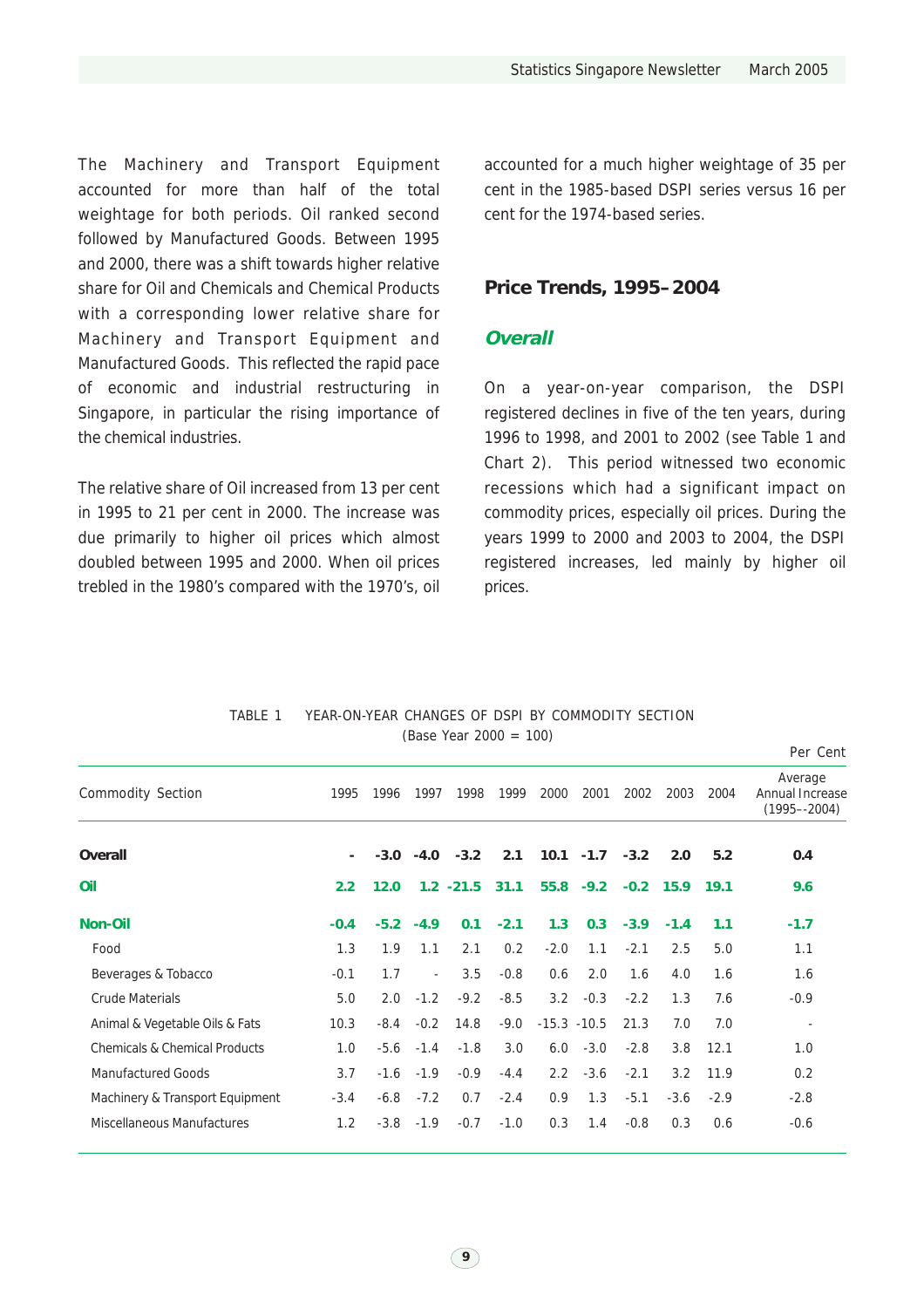The Machinery and Transport Equipment accounted for more than half of the total weightage for both periods. Oil ranked second followed by Manufactured Goods. Between 1995 and 2000, there was a shift towards higher relative share for Oil and Chemicals and Chemical Products with a corresponding lower relative share for Machinery and Transport Equipment and Manufactured Goods. This reflected the rapid pace of economic and industrial restructuring in Singapore, in particular the rising importance of the chemical industries.

The relative share of Oil increased from 13 per cent in 1995 to 21 per cent in 2000. The increase was due primarily to higher oil prices which almost doubled between 1995 and 2000. When oil prices trebled in the 1980's compared with the 1970's, oil accounted for a much higher weightage of 35 per cent in the 1985-based DSPI series versus 16 per cent for the 1974-based series.

## Price Trends, 1995–2004

### *Overall*

On a year-on-year comparison, the DSPI registered declines in five of the ten years, during 1996 to 1998, and 2001 to 2002 (see Table 1 and Chart 2). This period witnessed two economic recessions which had a significant impact on commodity prices, especially oil prices. During the years 1999 to 2000 and 2003 to 2004, the DSPI registered increases, led mainly by higher oil prices.

TABLE 1 YEAR-ON-YEAR CHANGES OF DSPI BY COMMODITY SECTION
(Base Year 2000 = 100)

Per Cent

| Commodity Section | 1995 | 1996 | 1997 | 1998 | 1999 | 2000 | 2001 | 2002 | 2003 | 2004 | Average Annual Increase (1995--2004) |
|---|---|---|---|---|---|---|---|---|---|---|---|
| **Overall** | **-** | **-3.0** | **-4.0** | **-3.2** | **2.1** | **10.1** | **-1.7** | **-3.2** | **2.0** | **5.2** | **0.4** |
| **Oil** | **2.2** | **12.0** | **1.2** | **-21.5** | **31.1** | **55.8** | **-9.2** | **-0.2** | **15.9** | **19.1** | **9.6** |
| **Non-Oil** | **-0.4** | **-5.2** | **-4.9** | **0.1** | **-2.1** | **1.3** | **0.3** | **-3.9** | **-1.4** | **1.1** | **-1.7** |
| Food | 1.3 | 1.9 | 1.1 | 2.1 | 0.2 | -2.0 | 1.1 | -2.1 | 2.5 | 5.0 | 1.1 |
| Beverages & Tobacco | -0.1 | 1.7 | - | 3.5 | -0.8 | 0.6 | 2.0 | 1.6 | 4.0 | 1.6 | 1.6 |
| Crude Materials | 5.0 | 2.0 | -1.2 | -9.2 | -8.5 | 3.2 | -0.3 | -2.2 | 1.3 | 7.6 | -0.9 |
| Animal & Vegetable Oils & Fats | 10.3 | -8.4 | -0.2 | 14.8 | -9.0 | -15.3 | -10.5 | 21.3 | 7.0 | 7.0 | - |
| Chemicals & Chemical Products | 1.0 | -5.6 | -1.4 | -1.8 | 3.0 | 6.0 | -3.0 | -2.8 | 3.8 | 12.1 | 1.0 |
| Manufactured Goods | 3.7 | -1.6 | -1.9 | -0.9 | -4.4 | 2.2 | -3.6 | -2.1 | 3.2 | 11.9 | 0.2 |
| Machinery & Transport Equipment | -3.4 | -6.8 | -7.2 | 0.7 | -2.4 | 0.9 | 1.3 | -5.1 | -3.6 | -2.9 | -2.8 |
| Miscellaneous Manufactures | 1.2 | -3.8 | -1.9 | -0.7 | -1.0 | 0.3 | 1.4 | -0.8 | 0.3 | 0.6 | -0.6 |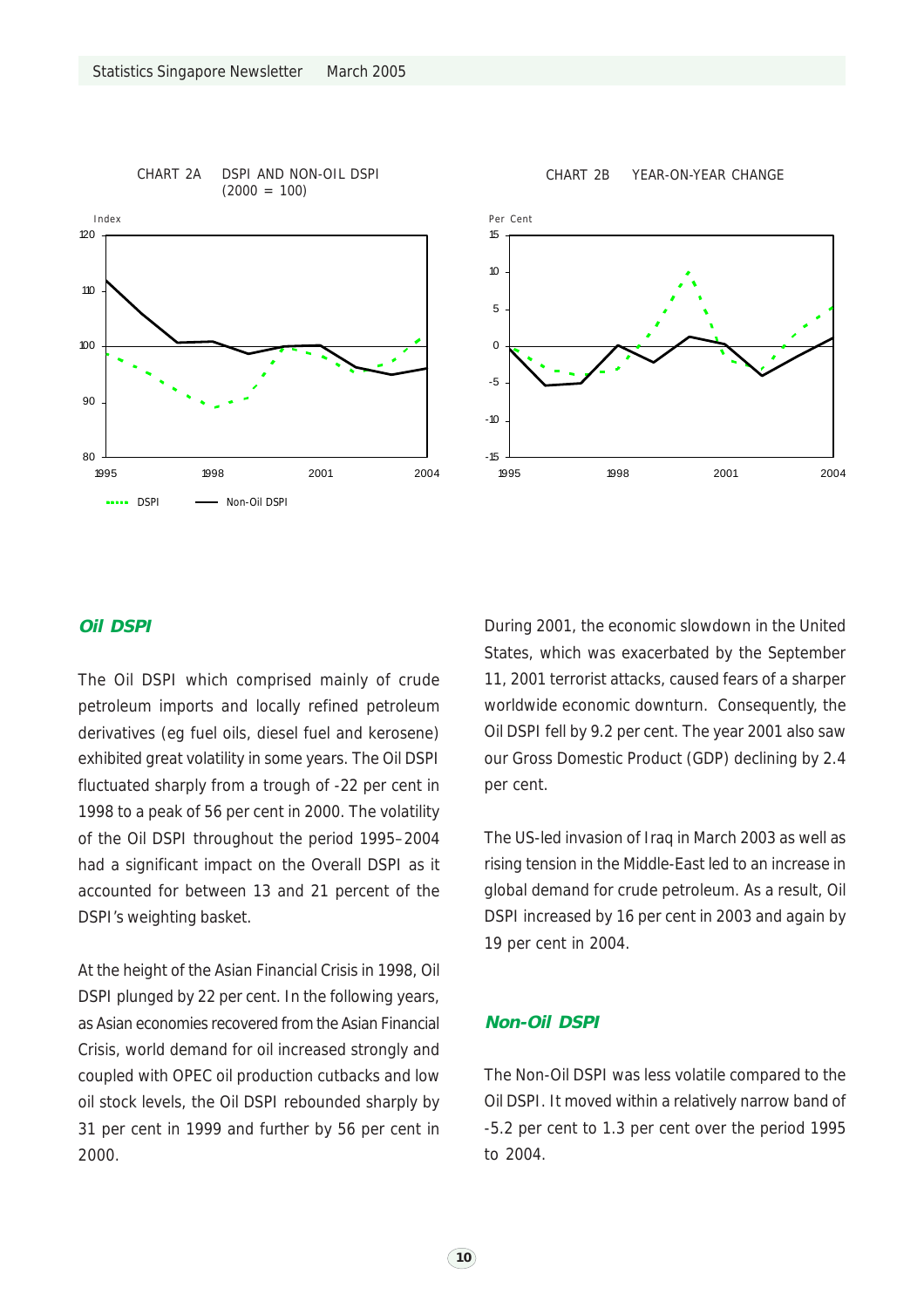CHART 2A DSPI AND NON-OIL DSPI (2000 = 100)

CHART 2B YEAR-ON-YEAR CHANGE

### Oil DSPI

The Oil DSPI which comprised mainly of crude petroleum imports and locally refined petroleum derivatives (eg fuel oils, diesel fuel and kerosene) exhibited great volatility in some years. The Oil DSPI fluctuated sharply from a trough of -22 per cent in 1998 to a peak of 56 per cent in 2000. The volatility of the Oil DSPI throughout the period 1995–2004 had a significant impact on the Overall DSPI as it accounted for between 13 and 21 percent of the DSPI's weighting basket.

At the height of the Asian Financial Crisis in 1998, Oil DSPI plunged by 22 per cent. In the following years, as Asian economies recovered from the Asian Financial Crisis, world demand for oil increased strongly and coupled with OPEC oil production cutbacks and low oil stock levels, the Oil DSPI rebounded sharply by 31 per cent in 1999 and further by 56 per cent in 2000.

During 2001, the economic slowdown in the United States, which was exacerbated by the September 11, 2001 terrorist attacks, caused fears of a sharper worldwide economic downturn. Consequently, the Oil DSPI fell by 9.2 per cent. The year 2001 also saw our Gross Domestic Product (GDP) declining by 2.4 per cent.

The US-led invasion of Iraq in March 2003 as well as rising tension in the Middle-East led to an increase in global demand for crude petroleum. As a result, Oil DSPI increased by 16 per cent in 2003 and again by 19 per cent in 2004.

### Non-Oil DSPI

The Non-Oil DSPI was less volatile compared to the Oil DSPI. It moved within a relatively narrow band of -5.2 per cent to 1.3 per cent over the period 1995 to 2004.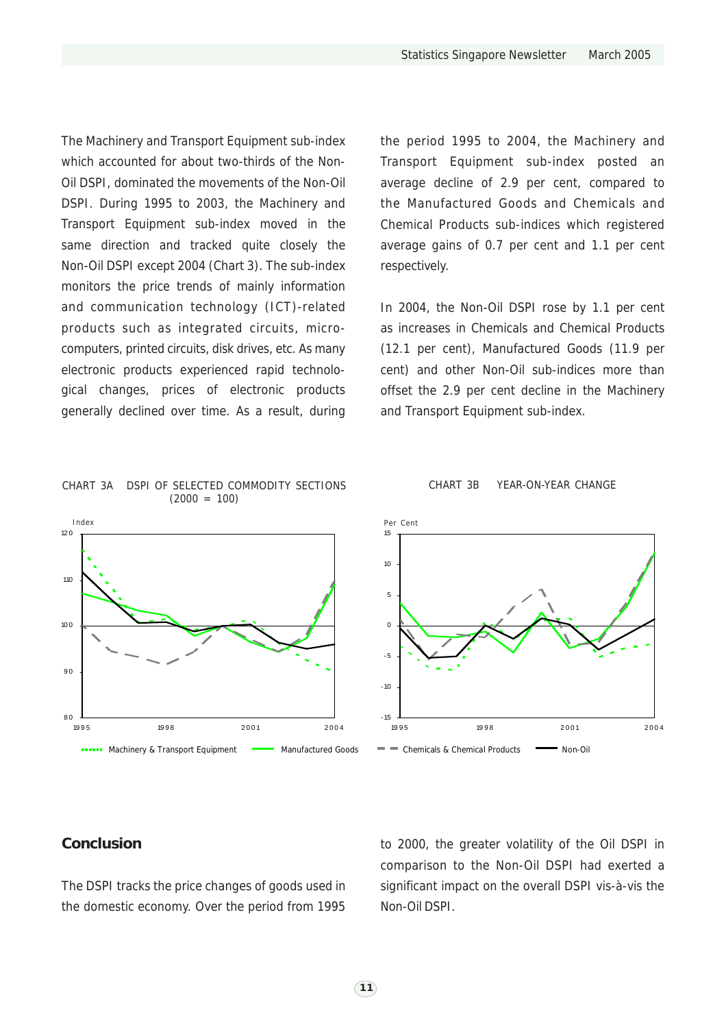The Machinery and Transport Equipment sub-index which accounted for about two-thirds of the Non-Oil DSPI, dominated the movements of the Non-Oil DSPI. During 1995 to 2003, the Machinery and Transport Equipment sub-index moved in the same direction and tracked quite closely the Non-Oil DSPI except 2004 (Chart 3). The sub-index monitors the price trends of mainly information and communication technology (ICT)-related products such as integrated circuits, micro-computers, printed circuits, disk drives, etc. As many electronic products experienced rapid technological changes, prices of electronic products generally declined over time. As a result, during the period 1995 to 2004, the Machinery and Transport Equipment sub-index posted an average decline of 2.9 per cent, compared to the Manufactured Goods and Chemicals and Chemical Products sub-indices which registered average gains of 0.7 per cent and 1.1 per cent respectively.

In 2004, the Non-Oil DSPI rose by 1.1 per cent as increases in Chemicals and Chemical Products (12.1 per cent), Manufactured Goods (11.9 per cent) and other Non-Oil sub-indices more than offset the 2.9 per cent decline in the Machinery and Transport Equipment sub-index.

CHART 3A DSPI OF SELECTED COMMODITY SECTIONS (2000 = 100)

CHART 3B YEAR-ON-YEAR CHANGE

Machinery & Transport Equipment — Manufactured Goods — Chemicals & Chemical Products — Non-Oil

## Conclusion

The DSPI tracks the price changes of goods used in the domestic economy. Over the period from 1995 to 2000, the greater volatility of the Oil DSPI in comparison to the Non-Oil DSPI had exerted a significant impact on the overall DSPI vis-à-vis the Non-Oil DSPI.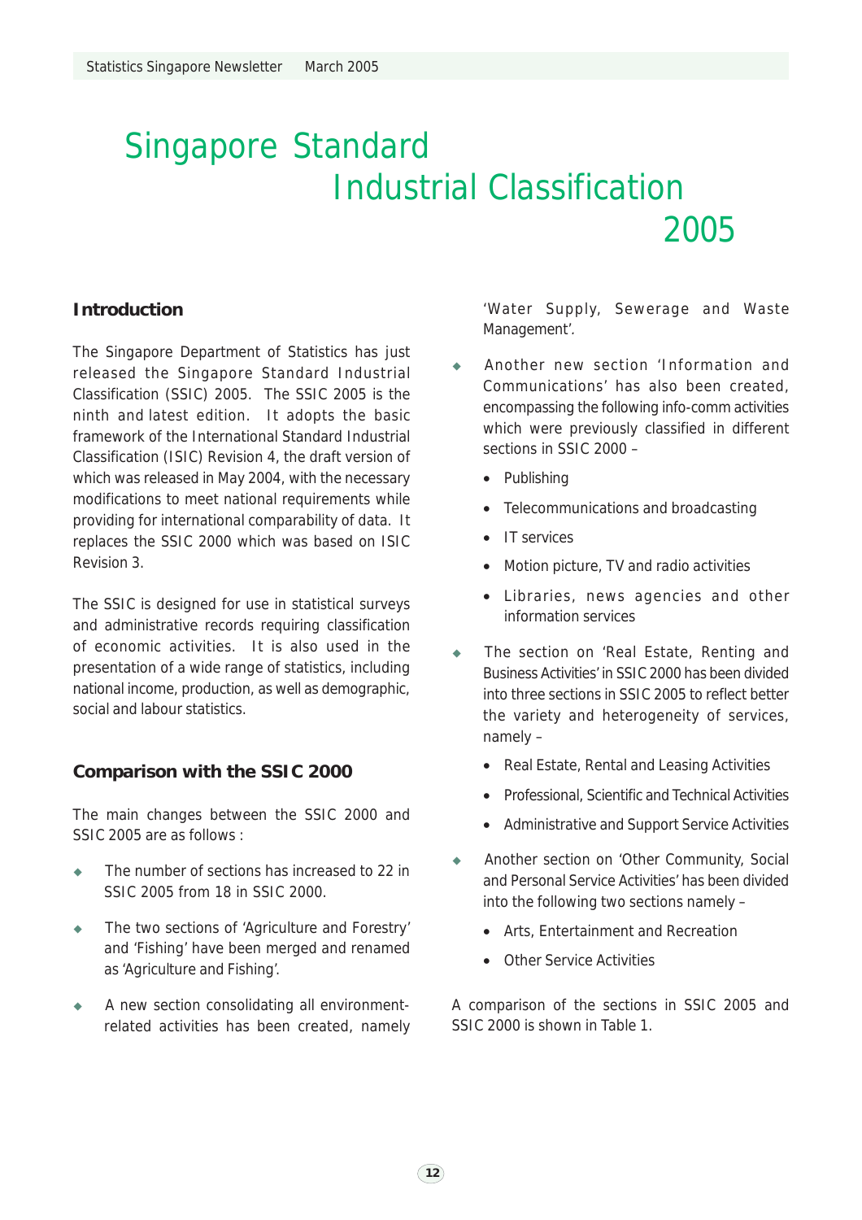# Singapore Standard Industrial Classification 2005

## Introduction

The Singapore Department of Statistics has just released the Singapore Standard Industrial Classification (SSIC) 2005. The SSIC 2005 is the ninth and latest edition. It adopts the basic framework of the International Standard Industrial Classification (ISIC) Revision 4, the draft version of which was released in May 2004, with the necessary modifications to meet national requirements while providing for international comparability of data. It replaces the SSIC 2000 which was based on ISIC Revision 3.

The SSIC is designed for use in statistical surveys and administrative records requiring classification of economic activities. It is also used in the presentation of a wide range of statistics, including national income, production, as well as demographic, social and labour statistics.

## Comparison with the SSIC 2000

The main changes between the SSIC 2000 and SSIC 2005 are as follows :

- The number of sections has increased to 22 in SSIC 2005 from 18 in SSIC 2000.
- The two sections of 'Agriculture and Forestry' and 'Fishing' have been merged and renamed as 'Agriculture and Fishing'.
- A new section consolidating all environment-related activities has been created, namely 'Water Supply, Sewerage and Waste Management'.
- Another new section 'Information and Communications' has also been created, encompassing the following info-comm activities which were previously classified in different sections in SSIC 2000 –
  - Publishing
  - Telecommunications and broadcasting
  - IT services
  - Motion picture, TV and radio activities
  - Libraries, news agencies and other information services
- The section on 'Real Estate, Renting and Business Activities' in SSIC 2000 has been divided into three sections in SSIC 2005 to reflect better the variety and heterogeneity of services, namely –
  - Real Estate, Rental and Leasing Activities
  - Professional, Scientific and Technical Activities
  - Administrative and Support Service Activities
- Another section on 'Other Community, Social and Personal Service Activities' has been divided into the following two sections namely –
  - Arts, Entertainment and Recreation
  - Other Service Activities

A comparison of the sections in SSIC 2005 and SSIC 2000 is shown in Table 1.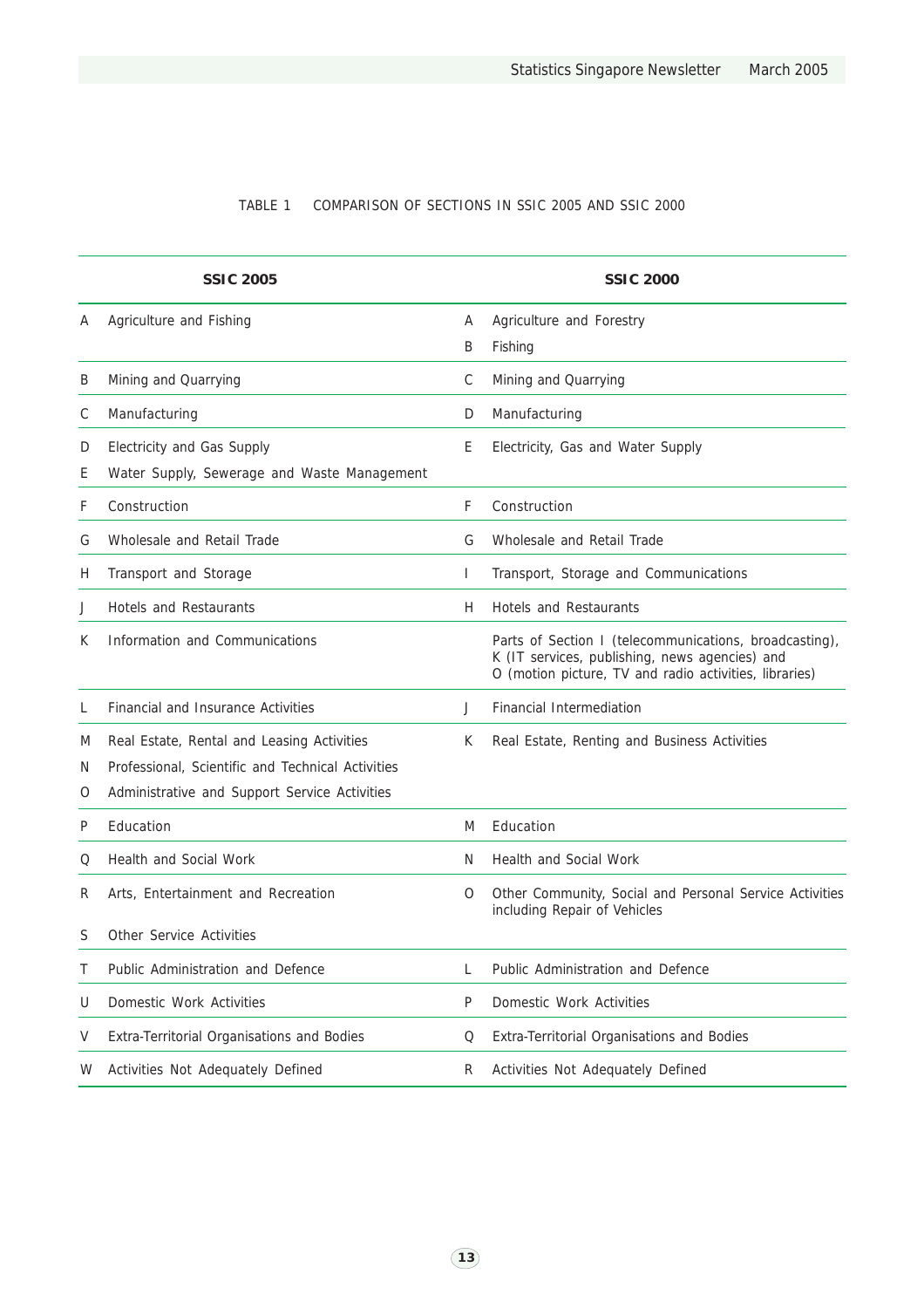TABLE 1 COMPARISON OF SECTIONS IN SSIC 2005 AND SSIC 2000

| SSIC 2005 | | SSIC 2000 | |
|---|---|---|---|
| A | Agriculture and Fishing | A | Agriculture and Forestry |
| | | B | Fishing |
| B | Mining and Quarrying | C | Mining and Quarrying |
| C | Manufacturing | D | Manufacturing |
| D | Electricity and Gas Supply | E | Electricity, Gas and Water Supply |
| E | Water Supply, Sewerage and Waste Management | | |
| F | Construction | F | Construction |
| G | Wholesale and Retail Trade | G | Wholesale and Retail Trade |
| H | Transport and Storage | I | Transport, Storage and Communications |
| J | Hotels and Restaurants | H | Hotels and Restaurants |
| K | Information and Communications | | Parts of Section I (telecommunications, broadcasting), K (IT services, publishing, news agencies) and O (motion picture, TV and radio activities, libraries) |
| L | Financial and Insurance Activities | J | Financial Intermediation |
| M | Real Estate, Rental and Leasing Activities | K | Real Estate, Renting and Business Activities |
| N | Professional, Scientific and Technical Activities | | |
| O | Administrative and Support Service Activities | | |
| P | Education | M | Education |
| Q | Health and Social Work | N | Health and Social Work |
| R | Arts, Entertainment and Recreation | O | Other Community, Social and Personal Service Activities including Repair of Vehicles |
| S | Other Service Activities | | |
| T | Public Administration and Defence | L | Public Administration and Defence |
| U | Domestic Work Activities | P | Domestic Work Activities |
| V | Extra-Territorial Organisations and Bodies | Q | Extra-Territorial Organisations and Bodies |
| W | Activities Not Adequately Defined | R | Activities Not Adequately Defined |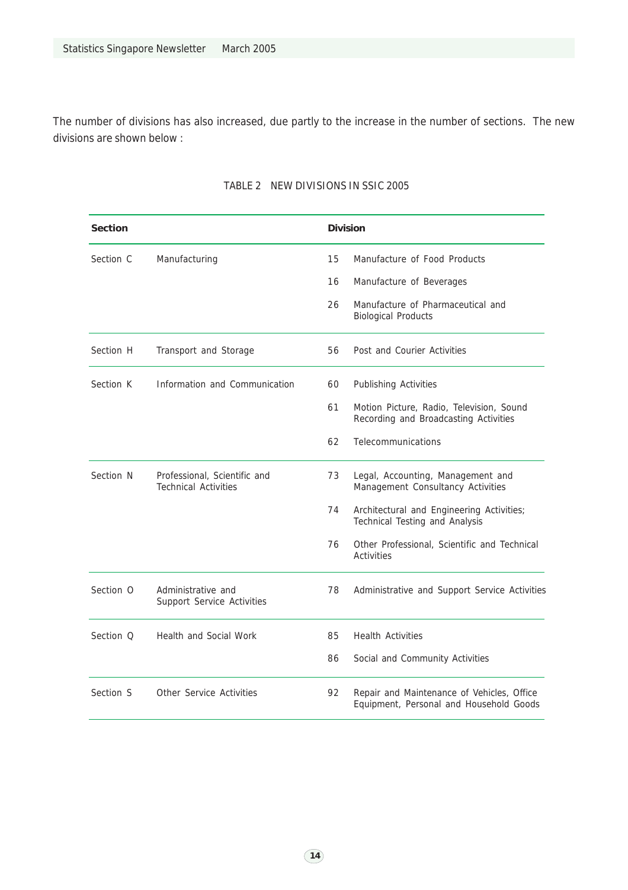The number of divisions has also increased, due partly to the increase in the number of sections. The new divisions are shown below :

TABLE 2 NEW DIVISIONS IN SSIC 2005

| Section | | Division | |
|---|---|---|---|
| Section C | Manufacturing | 15 | Manufacture of Food Products |
| | | 16 | Manufacture of Beverages |
| | | 26 | Manufacture of Pharmaceutical and Biological Products |
| Section H | Transport and Storage | 56 | Post and Courier Activities |
| Section K | Information and Communication | 60 | Publishing Activities |
| | | 61 | Motion Picture, Radio, Television, Sound Recording and Broadcasting Activities |
| | | 62 | Telecommunications |
| Section N | Professional, Scientific and Technical Activities | 73 | Legal, Accounting, Management and Management Consultancy Activities |
| | | 74 | Architectural and Engineering Activities; Technical Testing and Analysis |
| | | 76 | Other Professional, Scientific and Technical Activities |
| Section O | Administrative and Support Service Activities | 78 | Administrative and Support Service Activities |
| Section Q | Health and Social Work | 85 | Health Activities |
| | | 86 | Social and Community Activities |
| Section S | Other Service Activities | 92 | Repair and Maintenance of Vehicles, Office Equipment, Personal and Household Goods |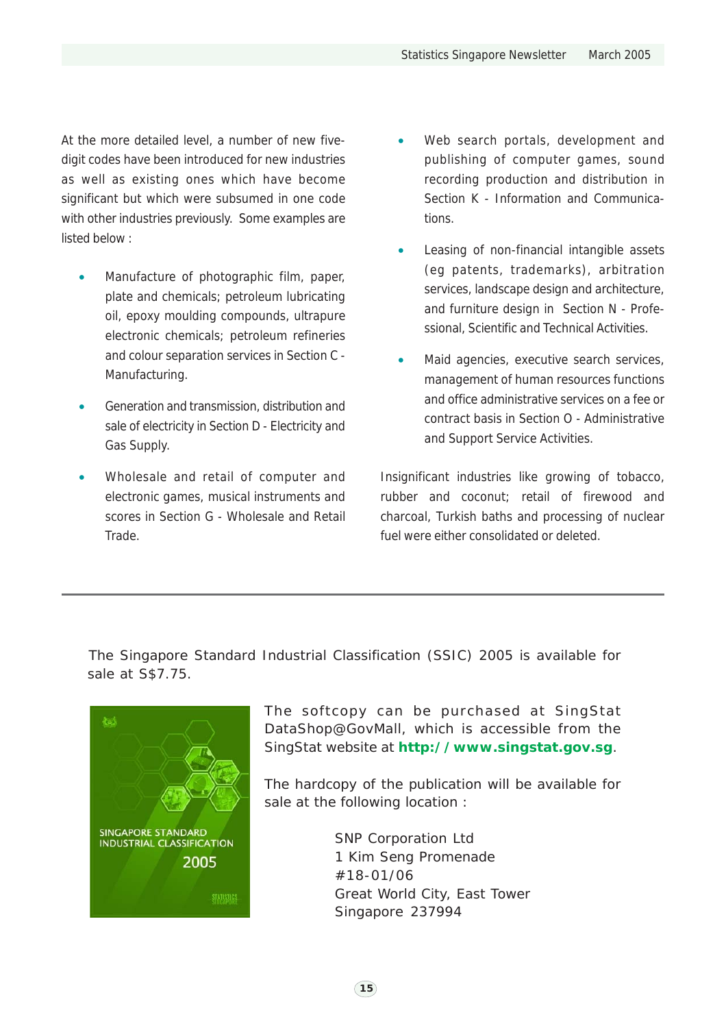At the more detailed level, a number of new five-digit codes have been introduced for new industries as well as existing ones which have become significant but which were subsumed in one code with other industries previously. Some examples are listed below :

- Manufacture of photographic film, paper, plate and chemicals; petroleum lubricating oil, epoxy moulding compounds, ultrapure electronic chemicals; petroleum refineries and colour separation services in Section C - Manufacturing.
- Generation and transmission, distribution and sale of electricity in Section D - Electricity and Gas Supply.
- Wholesale and retail of computer and electronic games, musical instruments and scores in Section G - Wholesale and Retail Trade.
- Web search portals, development and publishing of computer games, sound recording production and distribution in Section K - Information and Communications.
- Leasing of non-financial intangible assets (eg patents, trademarks), arbitration services, landscape design and architecture, and furniture design in Section N - Professional, Scientific and Technical Activities.
- Maid agencies, executive search services, management of human resources functions and office administrative services on a fee or contract basis in Section O - Administrative and Support Service Activities.

Insignificant industries like growing of tobacco, rubber and coconut; retail of firewood and charcoal, Turkish baths and processing of nuclear fuel were either consolidated or deleted.

---

The Singapore Standard Industrial Classification (SSIC) 2005 is available for sale at S$7.75.

SINGAPORE STANDARD INDUSTRIAL CLASSIFICATION 2005

The softcopy can be purchased at SingStat DataShop@GovMall, which is accessible from the SingStat website at **http://www.singstat.gov.sg**.

The hardcopy of the publication will be available for sale at the following location :

SNP Corporation Ltd
1 Kim Seng Promenade
#18-01/06
Great World City, East Tower
Singapore 237994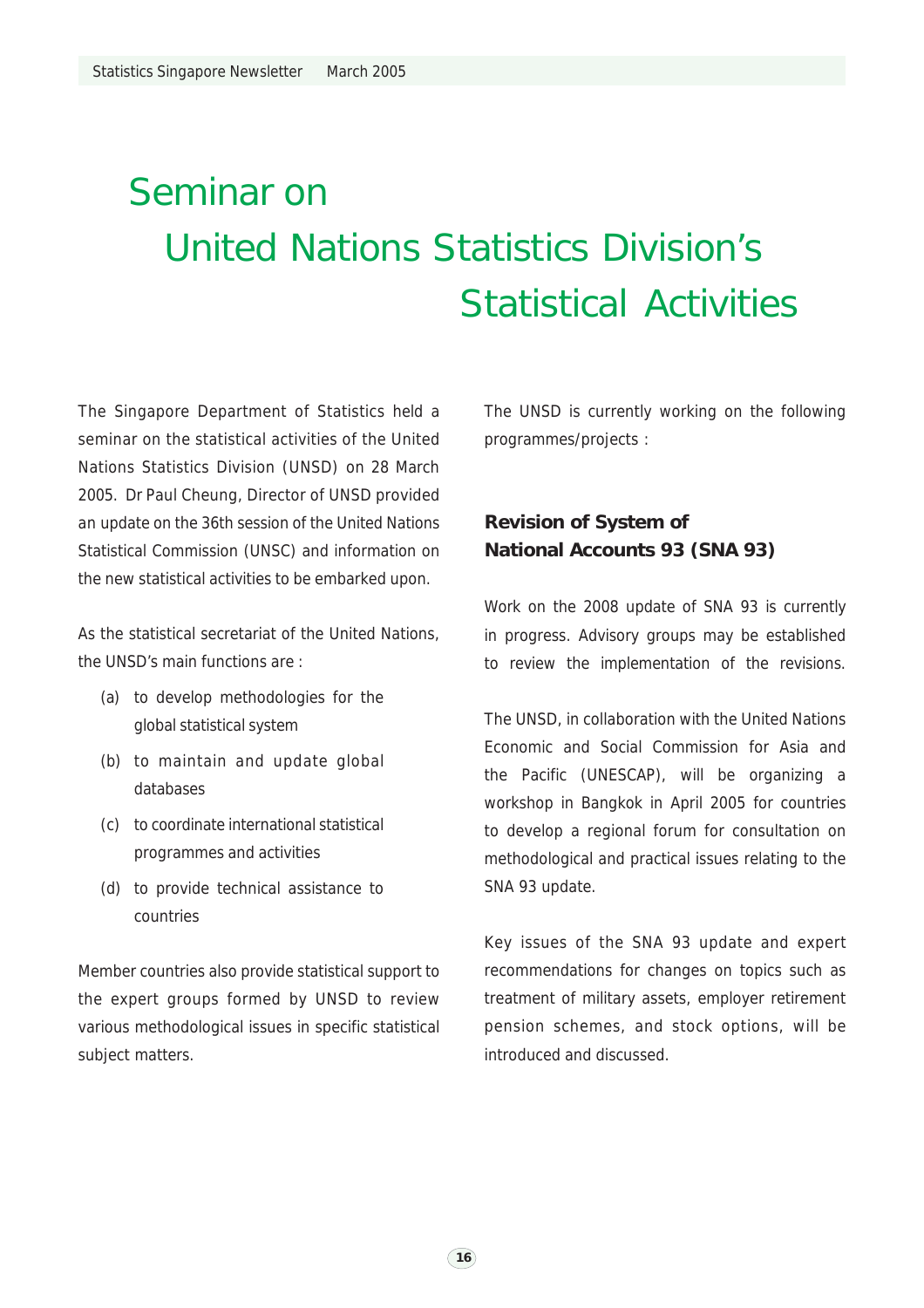# Seminar on United Nations Statistics Division's Statistical Activities

The Singapore Department of Statistics held a seminar on the statistical activities of the United Nations Statistics Division (UNSD) on 28 March 2005. Dr Paul Cheung, Director of UNSD provided an update on the 36th session of the United Nations Statistical Commission (UNSC) and information on the new statistical activities to be embarked upon.

As the statistical secretariat of the United Nations, the UNSD's main functions are :

(a) to develop methodologies for the global statistical system

(b) to maintain and update global databases

(c) to coordinate international statistical programmes and activities

(d) to provide technical assistance to countries

Member countries also provide statistical support to the expert groups formed by UNSD to review various methodological issues in specific statistical subject matters.

The UNSD is currently working on the following programmes/projects :

### Revision of System of National Accounts 93 (SNA 93)

Work on the 2008 update of SNA 93 is currently in progress. Advisory groups may be established to review the implementation of the revisions.

The UNSD, in collaboration with the United Nations Economic and Social Commission for Asia and the Pacific (UNESCAP), will be organizing a workshop in Bangkok in April 2005 for countries to develop a regional forum for consultation on methodological and practical issues relating to the SNA 93 update.

Key issues of the SNA 93 update and expert recommendations for changes on topics such as treatment of military assets, employer retirement pension schemes, and stock options, will be introduced and discussed.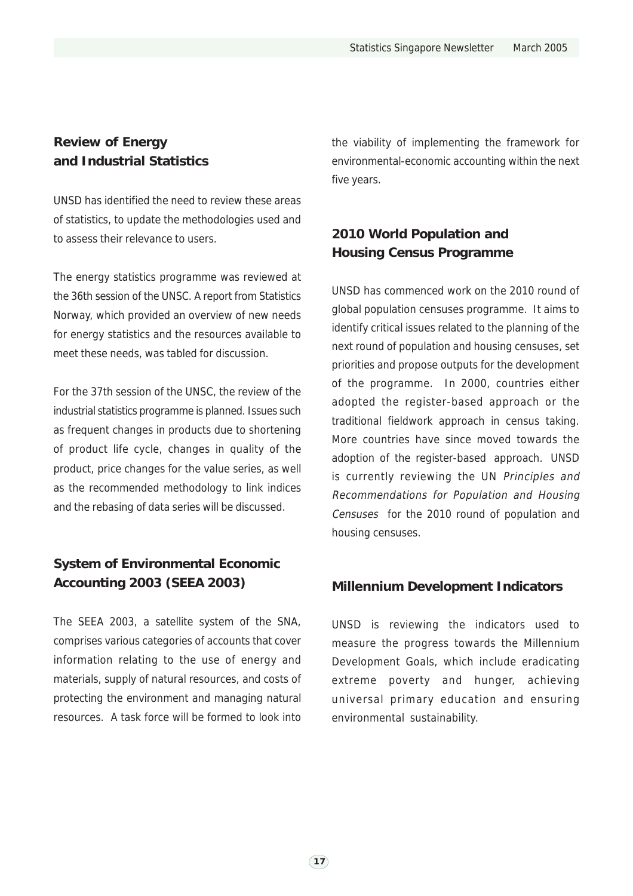## Review of Energy and Industrial Statistics

UNSD has identified the need to review these areas of statistics, to update the methodologies used and to assess their relevance to users.

The energy statistics programme was reviewed at the 36th session of the UNSC. A report from Statistics Norway, which provided an overview of new needs for energy statistics and the resources available to meet these needs, was tabled for discussion.

For the 37th session of the UNSC, the review of the industrial statistics programme is planned. Issues such as frequent changes in products due to shortening of product life cycle, changes in quality of the product, price changes for the value series, as well as the recommended methodology to link indices and the rebasing of data series will be discussed.

## System of Environmental Economic Accounting 2003 (SEEA 2003)

The SEEA 2003, a satellite system of the SNA, comprises various categories of accounts that cover information relating to the use of energy and materials, supply of natural resources, and costs of protecting the environment and managing natural resources. A task force will be formed to look into the viability of implementing the framework for environmental-economic accounting within the next five years.

## 2010 World Population and Housing Census Programme

UNSD has commenced work on the 2010 round of global population censuses programme. It aims to identify critical issues related to the planning of the next round of population and housing censuses, set priorities and propose outputs for the development of the programme. In 2000, countries either adopted the register-based approach or the traditional fieldwork approach in census taking. More countries have since moved towards the adoption of the register-based approach. UNSD is currently reviewing the UN *Principles and Recommendations for Population and Housing Censuses* for the 2010 round of population and housing censuses.

## Millennium Development Indicators

UNSD is reviewing the indicators used to measure the progress towards the Millennium Development Goals, which include eradicating extreme poverty and hunger, achieving universal primary education and ensuring environmental sustainability.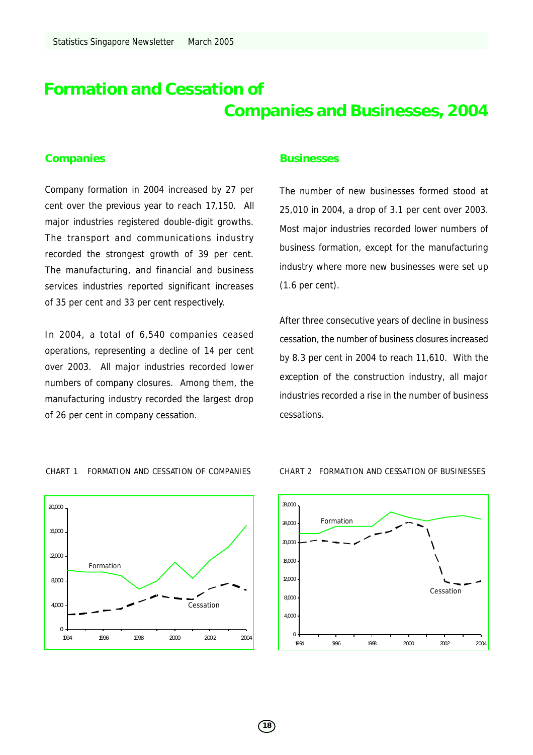# Formation and Cessation of Companies and Businesses, 2004

## Companies

Company formation in 2004 increased by 27 per cent over the previous year to reach 17,150. All major industries registered double-digit growths. The transport and communications industry recorded the strongest growth of 39 per cent. The manufacturing, and financial and business services industries reported significant increases of 35 per cent and 33 per cent respectively.

In 2004, a total of 6,540 companies ceased operations, representing a decline of 14 per cent over 2003. All major industries recorded lower numbers of company closures. Among them, the manufacturing industry recorded the largest drop of 26 per cent in company cessation.

## Businesses

The number of new businesses formed stood at 25,010 in 2004, a drop of 3.1 per cent over 2003. Most major industries recorded lower numbers of business formation, except for the manufacturing industry where more new businesses were set up (1.6 per cent).

After three consecutive years of decline in business cessation, the number of business closures increased by 8.3 per cent in 2004 to reach 11,610. With the exception of the construction industry, all major industries recorded a rise in the number of business cessations.

CHART 1 FORMATION AND CESSATION OF COMPANIES

CHART 2 FORMATION AND CESSATION OF BUSINESSES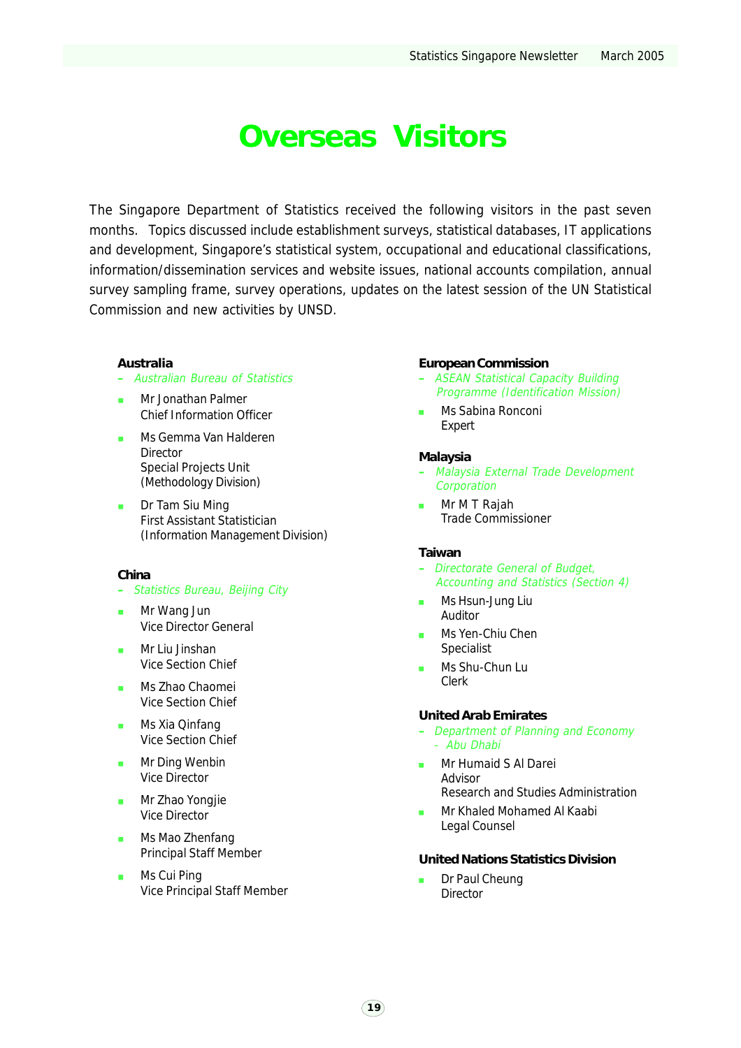# Overseas Visitors

The Singapore Department of Statistics received the following visitors in the past seven months. Topics discussed include establishment surveys, statistical databases, IT applications and development, Singapore's statistical system, occupational and educational classifications, information/dissemination services and website issues, national accounts compilation, annual survey sampling frame, survey operations, updates on the latest session of the UN Statistical Commission and new activities by UNSD.

**Australia**

– *Australian Bureau of Statistics*

- Mr Jonathan Palmer
  Chief Information Officer
- Ms Gemma Van Halderen
  Director
  Special Projects Unit
  (Methodology Division)
- Dr Tam Siu Ming
  First Assistant Statistician
  (Information Management Division)

**China**

– *Statistics Bureau, Beijing City*

- Mr Wang Jun
  Vice Director General
- Mr Liu Jinshan
  Vice Section Chief
- Ms Zhao Chaomei
  Vice Section Chief
- Ms Xia Qinfang
  Vice Section Chief
- Mr Ding Wenbin
  Vice Director
- Mr Zhao Yongjie
  Vice Director
- Ms Mao Zhenfang
  Principal Staff Member
- Ms Cui Ping
  Vice Principal Staff Member

**European Commission**

– *ASEAN Statistical Capacity Building Programme (Identification Mission)*

- Ms Sabina Ronconi
  Expert

**Malaysia**

– *Malaysia External Trade Development Corporation*

- Mr M T Rajah
  Trade Commissioner

**Taiwan**

– *Directorate General of Budget, Accounting and Statistics (Section 4)*

- Ms Hsun-Jung Liu
  Auditor
- Ms Yen-Chiu Chen
  Specialist
- Ms Shu-Chun Lu
  Clerk

**United Arab Emirates**

– *Department of Planning and Economy - Abu Dhabi*

- Mr Humaid S Al Darei
  Advisor
  Research and Studies Administration
- Mr Khaled Mohamed Al Kaabi
  Legal Counsel

**United Nations Statistics Division**

- Dr Paul Cheung
  Director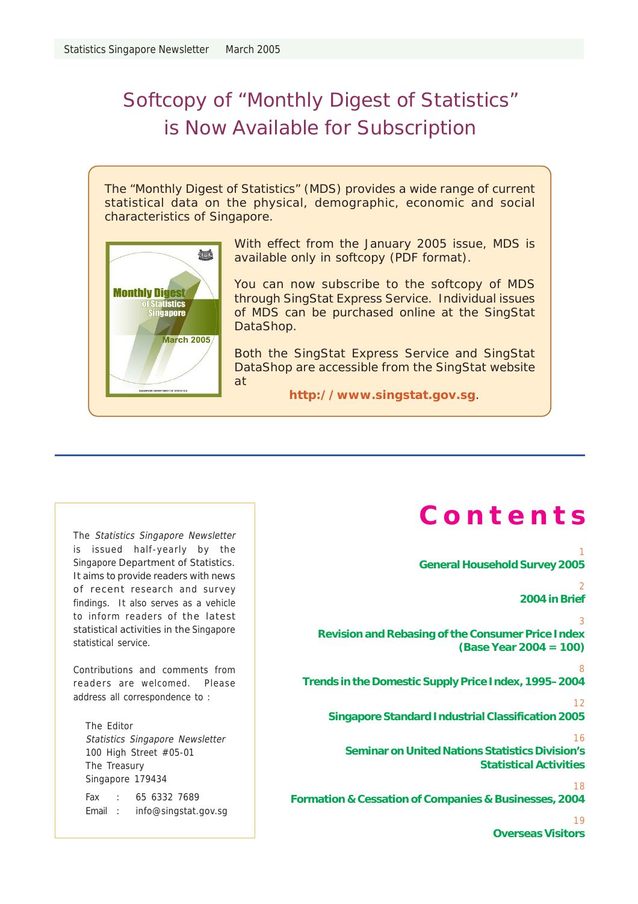# Softcopy of "Monthly Digest of Statistics" is Now Available for Subscription

The "Monthly Digest of Statistics" (MDS) provides a wide range of current statistical data on the physical, demographic, economic and social characteristics of Singapore.

With effect from the January 2005 issue, MDS is available only in softcopy (PDF format).

You can now subscribe to the softcopy of MDS through SingStat Express Service. Individual issues of MDS can be purchased online at the SingStat DataShop.

Both the SingStat Express Service and SingStat DataShop are accessible from the SingStat website at

**http://www.singstat.gov.sg**.

---

The *Statistics Singapore Newsletter* is issued half-yearly by the Singapore Department of Statistics. It aims to provide readers with news of recent research and survey findings. It also serves as a vehicle to inform readers of the latest statistical activities in the Singapore statistical service.

Contributions and comments from readers are welcomed. Please address all correspondence to :

The Editor
*Statistics Singapore Newsletter*
100 High Street #05-01
The Treasury
Singapore 179434

Fax : 65 6332 7689
Email : info@singstat.gov.sg

# Contents

1 **General Household Survey 2005**

2 **2004 in Brief**

3 **Revision and Rebasing of the Consumer Price Index (Base Year 2004 = 100)**

8 **Trends in the Domestic Supply Price Index, 1995–2004**

12 **Singapore Standard Industrial Classification 2005**

16 **Seminar on United Nations Statistics Division's Statistical Activities**

18 **Formation & Cessation of Companies & Businesses, 2004**

19 **Overseas Visitors**